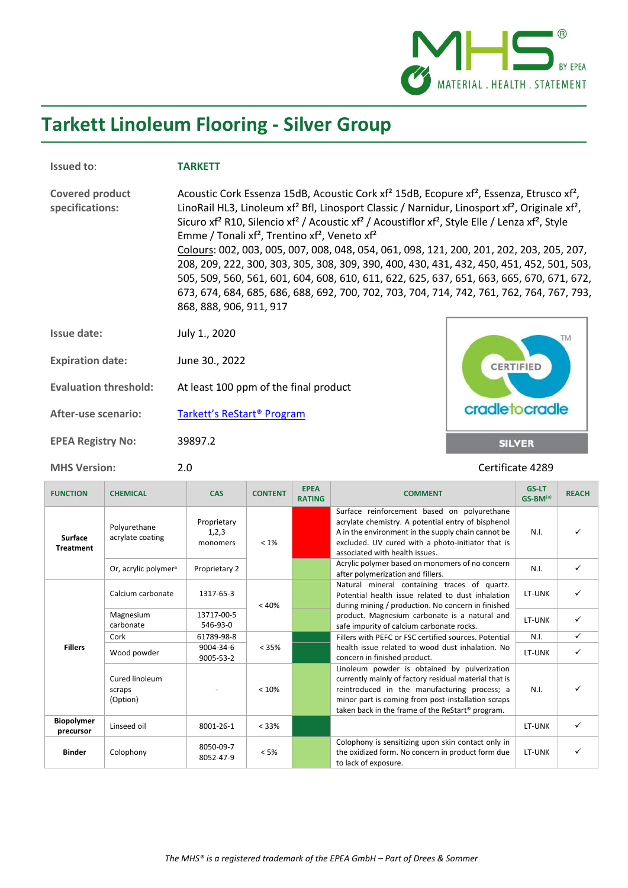# Tarkett Linoleum Flooring - Silver Group

**Issued to:** **TARKETT**

**Covered product specifications:** Acoustic Cork Essenza 15dB, Acoustic Cork xf² 15dB, Ecopure xf², Essenza, Etrusco xf², LinoRail HL3, Linoleum xf² Bfl, Linosport Classic / Narnidur, Linosport xf², Originale xf², Sicuro xf² R10, Silencio xf² / Acoustic xf² / Acoustiflor xf², Style Elle / Lenza xf², Style Emme / Tonali xf², Trentino xf², Veneto xf²
Colours: 002, 003, 005, 007, 008, 048, 054, 061, 098, 121, 200, 201, 202, 203, 205, 207, 208, 209, 222, 300, 303, 305, 308, 309, 390, 400, 430, 431, 432, 450, 451, 452, 501, 503, 505, 509, 560, 561, 601, 604, 608, 610, 611, 622, 625, 637, 651, 663, 665, 670, 671, 672, 673, 674, 684, 685, 686, 688, 692, 700, 702, 703, 704, 714, 742, 761, 762, 764, 767, 793, 868, 888, 906, 911, 917

**Issue date:** July 1., 2020

**Expiration date:** June 30., 2022

**Evaluation threshold:** At least 100 ppm of the final product

**After-use scenario:** Tarkett's ReStart® Program

**EPEA Registry No:** 39897.2

**MHS Version:** 2.0

CERTIFIED cradletocradle SILVER

Certificate 4289

| FUNCTION | CHEMICAL | CAS | CONTENT | EPEA RATING | COMMENT | GS-LT GS-BM[a] | REACH |
|---|---|---|---|---|---|---|---|
| Surface Treatment | Polyurethane acrylate coating | Proprietary 1,2,3 monomers | < 1% | | Surface reinforcement based on polyurethane acrylate chemistry. A potential entry of bisphenol A in the environment in the supply chain cannot be excluded. UV cured with a photo-initiator that is associated with health issues. | N.I. | ✓ |
| | Or, acrylic polymer[a] | Proprietary 2 | | | Acrylic polymer based on monomers of no concern after polymerization and fillers. | N.I. | ✓ |
| Fillers | Calcium carbonate | 1317-65-3 | < 40% | | Natural mineral containing traces of quartz. Potential health issue related to dust inhalation during mining / production. No concern in finished product. Magnesium carbonate is a natural and safe impurity of calcium carbonate rocks. | LT-UNK | ✓ |
| | Magnesium carbonate | 13717-00-5 546-93-0 | | | | LT-UNK | ✓ |
| | Cork | 61789-98-8 | < 35% | | Fillers with PEFC or FSC certified sources. Potential health issue related to wood dust inhalation. No concern in finished product. | N.I. | ✓ |
| | Wood powder | 9004-34-6 9005-53-2 | | | | LT-UNK | ✓ |
| | Cured linoleum scraps (Option) | - | < 10% | | Linoleum powder is obtained by pulverization currently mainly of factory residual material that is reintroduced in the manufacturing process; a minor part is coming from post-installation scraps taken back in the frame of the ReStart® program. | N.I. | ✓ |
| Biopolymer precursor | Linseed oil | 8001-26-1 | < 33% | | | LT-UNK | ✓ |
| Binder | Colophony | 8050-09-7 8052-47-9 | < 5% | | Colophony is sensitizing upon skin contact only in the oxidized form. No concern in product form due to lack of exposure. | LT-UNK | ✓ |

*The MHS® is a registered trademark of the EPEA GmbH – Part of Drees & Sommer*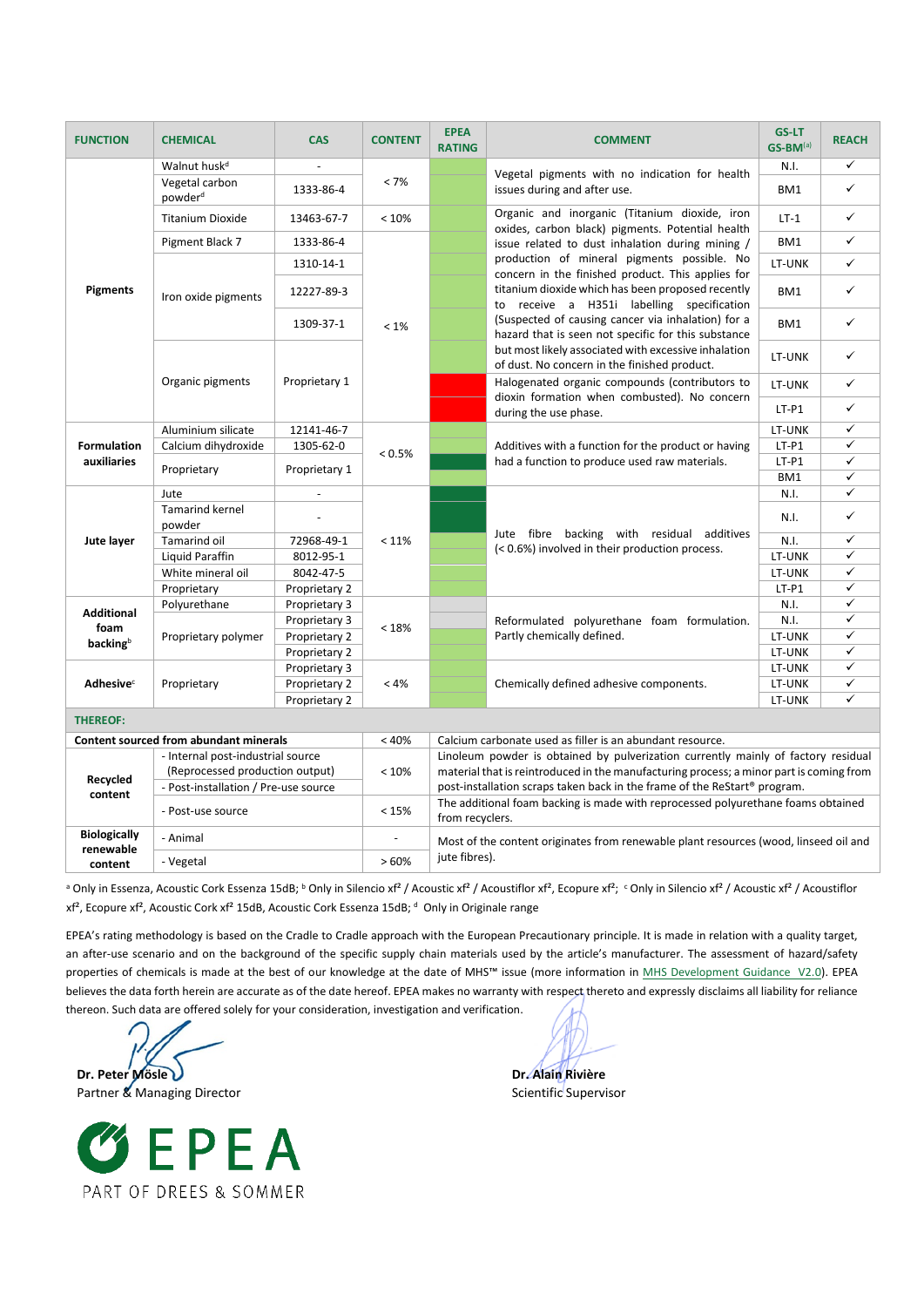| FUNCTION | CHEMICAL | CAS | CONTENT | EPEA RATING | COMMENT | GS-LT GS-BM[a] | REACH |
|---|---|---|---|---|---|---|---|
| Pigments | Walnut husk[d] | - | < 7% | | Vegetal pigments with no indication for health issues during and after use. | N.I. | ✓ |
| | Vegetal carbon powder[d] | 1333-86-4 | | | | BM1 | ✓ |
| | Titanium Dioxide | 13463-67-7 | < 10% | | Organic and inorganic (Titanium dioxide, iron oxides, carbon black) pigments. Potential health issue related to dust inhalation during mining / production of mineral pigments possible. No concern in the finished product. This applies for titanium dioxide which has been proposed recently to receive a H351i labelling specification (Suspected of causing cancer via inhalation) for a hazard that is seen not specific for this substance but most likely associated with excessive inhalation of dust. No concern in the finished product. | LT-1 | ✓ |
| | Pigment Black 7 | 1333-86-4 | < 1% | | | BM1 | ✓ |
| | Iron oxide pigments | 1310-14-1 | | | | LT-UNK | ✓ |
| | | 12227-89-3 | | | | BM1 | ✓ |
| | | 1309-37-1 | | | | BM1 | ✓ |
| | Organic pigments | Proprietary 1 | | | | LT-UNK | ✓ |
| | | | | | Halogenated organic compounds (contributors to dioxin formation when combusted). No concern during the use phase. | LT-UNK | ✓ |
| | | | | | | LT-P1 | ✓ |
| Formulation auxiliaries | Aluminium silicate | 12141-46-7 | < 0.5% | | Additives with a function for the product or having had a function to produce used raw materials. | LT-UNK | ✓ |
| | Calcium dihydroxide | 1305-62-0 | | | | LT-P1 | ✓ |
| | Proprietary | Proprietary 1 | | | | LT-P1 | ✓ |
| | | | | | | BM1 | ✓ |
| Jute layer | Jute | - | < 11% | | Jute fibre backing with residual additives (< 0.6%) involved in their production process. | N.I. | ✓ |
| | Tamarind kernel powder | - | | | | N.I. | ✓ |
| | Tamarind oil | 72968-49-1 | | | | N.I. | ✓ |
| | Liquid Paraffin | 8012-95-1 | | | | LT-UNK | ✓ |
| | White mineral oil | 8042-47-5 | | | | LT-UNK | ✓ |
| | Proprietary | Proprietary 2 | | | | LT-P1 | ✓ |
| Additional foam backing[b] | Polyurethane | Proprietary 3 | < 18% | | Reformulated polyurethane foam formulation. Partly chemically defined. | N.I. | ✓ |
| | Proprietary polymer | Proprietary 3 | | | | N.I. | ✓ |
| | | Proprietary 2 | | | | LT-UNK | ✓ |
| | | Proprietary 2 | | | | LT-UNK | ✓ |
| Adhesive[c] | Proprietary | Proprietary 3 | < 4% | | Chemically defined adhesive components. | LT-UNK | ✓ |
| | | Proprietary 2 | | | | LT-UNK | ✓ |
| | | Proprietary 2 | | | | LT-UNK | ✓ |

| THEREOF: | | | |
|---|---|---|---|
| Content sourced from abundant minerals | | < 40% | Calcium carbonate used as filler is an abundant resource. |
| Recycled content | - Internal post-industrial source (Reprocessed production output) | < 10% | Linoleum powder is obtained by pulverization currently mainly of factory residual material that is reintroduced in the manufacturing process; a minor part is coming from post-installation scraps taken back in the frame of the ReStart® program. |
| | - Post-installation / Pre-use source | | |
| | - Post-use source | < 15% | The additional foam backing is made with reprocessed polyurethane foams obtained from recyclers. |
| Biologically renewable content | - Animal | - | Most of the content originates from renewable plant resources (wood, linseed oil and jute fibres). |
| | - Vegetal | > 60% | |

[a] Only in Essenza, Acoustic Cork Essenza 15dB; [b] Only in Silencio xf² / Acoustic xf² / Acoustiflor xf², Ecopure xf²; [c] Only in Silencio xf² / Acoustic xf² / Acoustiflor xf², Ecopure xf², Acoustic Cork xf² 15dB, Acoustic Cork Essenza 15dB; [d] Only in Originale range

EPEA's rating methodology is based on the Cradle to Cradle approach with the European Precautionary principle. It is made in relation with a quality target, an after-use scenario and on the background of the specific supply chain materials used by the article's manufacturer. The assessment of hazard/safety properties of chemicals is made at the best of our knowledge at the date of MHS™ issue (more information in MHS Development Guidance V2.0). EPEA believes the data forth herein are accurate as of the date hereof. EPEA makes no warranty with respect thereto and expressly disclaims all liability for reliance thereon. Such data are offered solely for your consideration, investigation and verification.

**Dr. Peter Mösle**
Partner & Managing Director

**Dr. Alain Rivière**
Scientific Supervisor

EPEA
PART OF DREES & SOMMER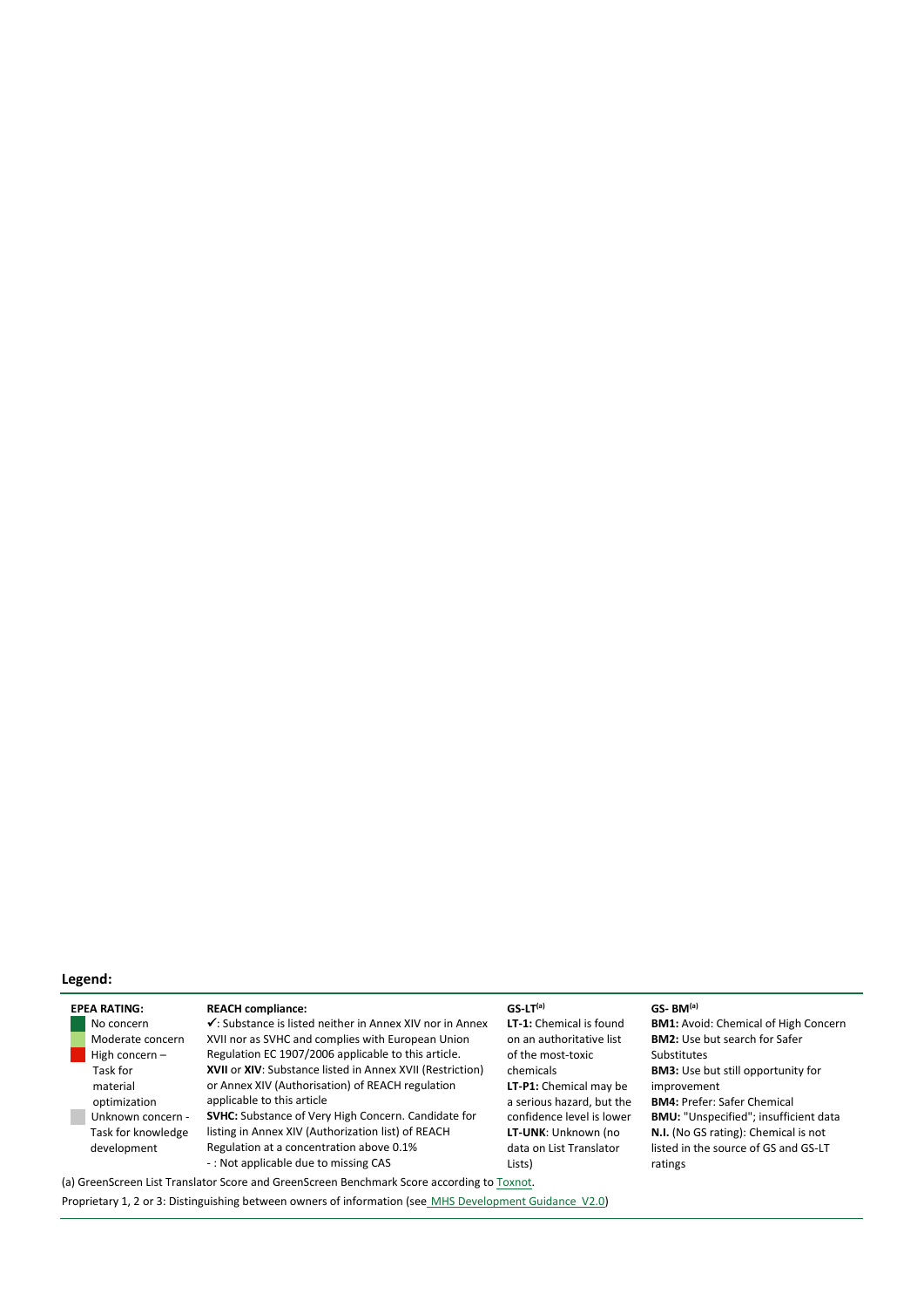## Legend:

**EPEA RATING:**

- No concern
- Moderate concern
- High concern – Task for material optimization
- Unknown concern - Task for knowledge development

**REACH compliance:**

✓: Substance is listed neither in Annex XIV nor in Annex XVII nor as SVHC and complies with European Union Regulation EC 1907/2006 applicable to this article.

**XVII** or **XIV**: Substance listed in Annex XVII (Restriction) or Annex XIV (Authorisation) of REACH regulation applicable to this article

**SVHC:** Substance of Very High Concern. Candidate for listing in Annex XIV (Authorization list) of REACH Regulation at a concentration above 0.1%

- : Not applicable due to missing CAS

**GS-LT[(a)]**

**LT-1:** Chemical is found on an authoritative list of the most-toxic chemicals

**LT-P1:** Chemical may be a serious hazard, but the confidence level is lower

**LT-UNK**: Unknown (no data on List Translator Lists)

**GS- BM[(a)]**

**BM1:** Avoid: Chemical of High Concern

**BM2:** Use but search for Safer Substitutes

**BM3:** Use but still opportunity for improvement

**BM4:** Prefer: Safer Chemical

**BMU:** "Unspecified"; insufficient data

**N.I.** (No GS rating): Chemical is not listed in the source of GS and GS-LT ratings

(a) GreenScreen List Translator Score and GreenScreen Benchmark Score according to Toxnot.

Proprietary 1, 2 or 3: Distinguishing between owners of information (see MHS Development Guidance V2.0)